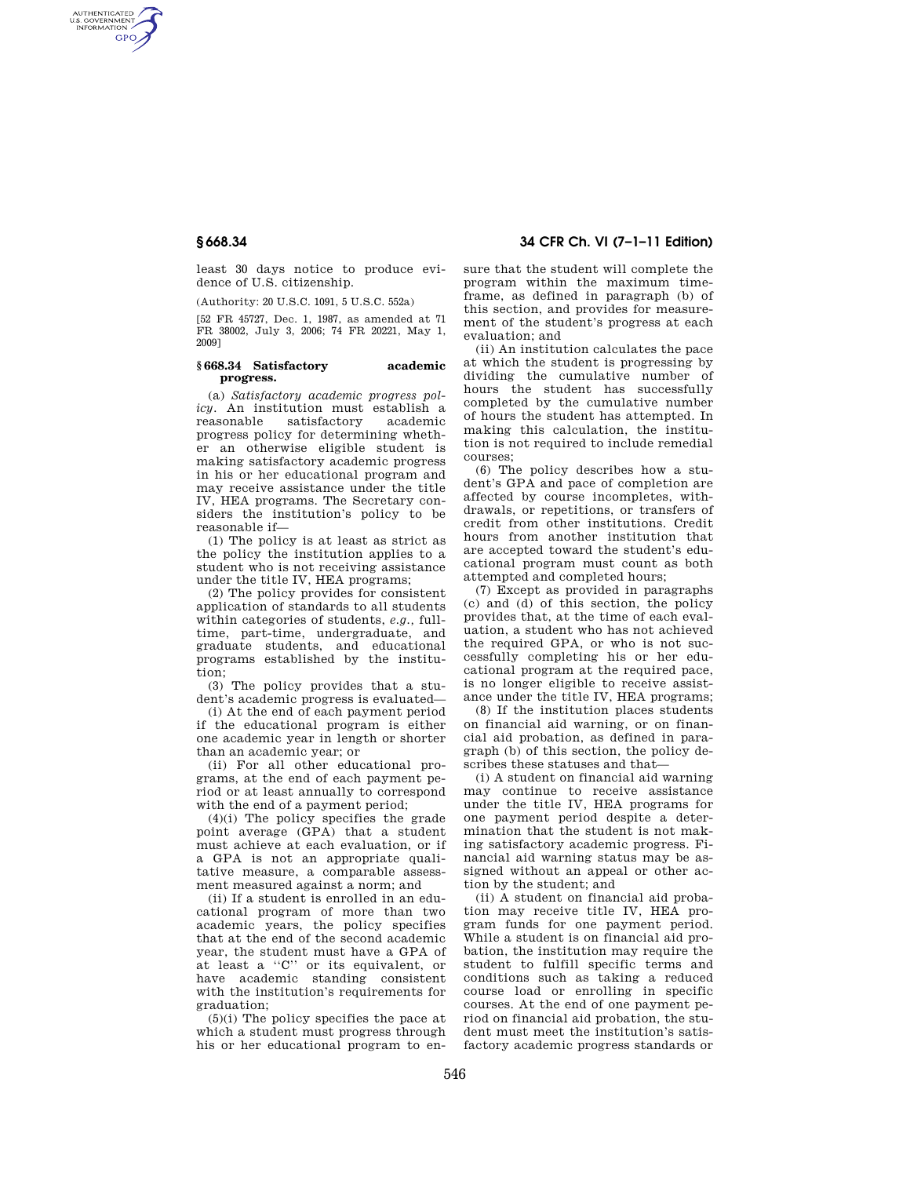least 30 days notice to produce evidence of U.S. citizenship.

(Authority: 20 U.S.C. 1091, 5 U.S.C. 552a)

[52 FR 45727, Dec. 1, 1987, as amended at 71 FR 38002, July 3, 2006; 74 FR 20221, May 1, 2009]

### § 668.34 Satisfactory academic progress.

(a) *Satisfactory academic progress policy*. An institution must establish a reasonable satisfactory academic progress policy for determining whether an otherwise eligible student is making satisfactory academic progress in his or her educational program and may receive assistance under the title IV, HEA programs. The Secretary considers the institution's policy to be reasonable if—

(1) The policy is at least as strict as the policy the institution applies to a student who is not receiving assistance under the title IV, HEA programs;

(2) The policy provides for consistent application of standards to all students within categories of students, *e.g.*, full-time, part-time, undergraduate, and graduate students, and educational programs established by the institution;

(3) The policy provides that a student's academic progress is evaluated—

(i) At the end of each payment period if the educational program is either one academic year in length or shorter than an academic year; or

(ii) For all other educational programs, at the end of each payment period or at least annually to correspond with the end of a payment period;

(4)(i) The policy specifies the grade point average (GPA) that a student must achieve at each evaluation, or if a GPA is not an appropriate qualitative measure, a comparable assessment measured against a norm; and

(ii) If a student is enrolled in an educational program of more than two academic years, the policy specifies that at the end of the second academic year, the student must have a GPA of at least a ''C'' or its equivalent, or have academic standing consistent with the institution's requirements for graduation;

(5)(i) The policy specifies the pace at which a student must progress through his or her educational program to ensure that the student will complete the program within the maximum timeframe, as defined in paragraph (b) of this section, and provides for measurement of the student's progress at each evaluation; and

(ii) An institution calculates the pace at which the student is progressing by dividing the cumulative number of hours the student has successfully completed by the cumulative number of hours the student has attempted. In making this calculation, the institution is not required to include remedial courses;

(6) The policy describes how a student's GPA and pace of completion are affected by course incompletes, withdrawals, or repetitions, or transfers of credit from other institutions. Credit hours from another institution that are accepted toward the student's educational program must count as both attempted and completed hours;

(7) Except as provided in paragraphs (c) and (d) of this section, the policy provides that, at the time of each evaluation, a student who has not achieved the required GPA, or who is not successfully completing his or her educational program at the required pace, is no longer eligible to receive assistance under the title IV, HEA programs;

(8) If the institution places students on financial aid warning, or on financial aid probation, as defined in paragraph (b) of this section, the policy describes these statuses and that—

(i) A student on financial aid warning may continue to receive assistance under the title IV, HEA programs for one payment period despite a determination that the student is not making satisfactory academic progress. Financial aid warning status may be assigned without an appeal or other action by the student; and

(ii) A student on financial aid probation may receive title IV, HEA program funds for one payment period. While a student is on financial aid probation, the institution may require the student to fulfill specific terms and conditions such as taking a reduced course load or enrolling in specific courses. At the end of one payment period on financial aid probation, the student must meet the institution's satisfactory academic progress standards or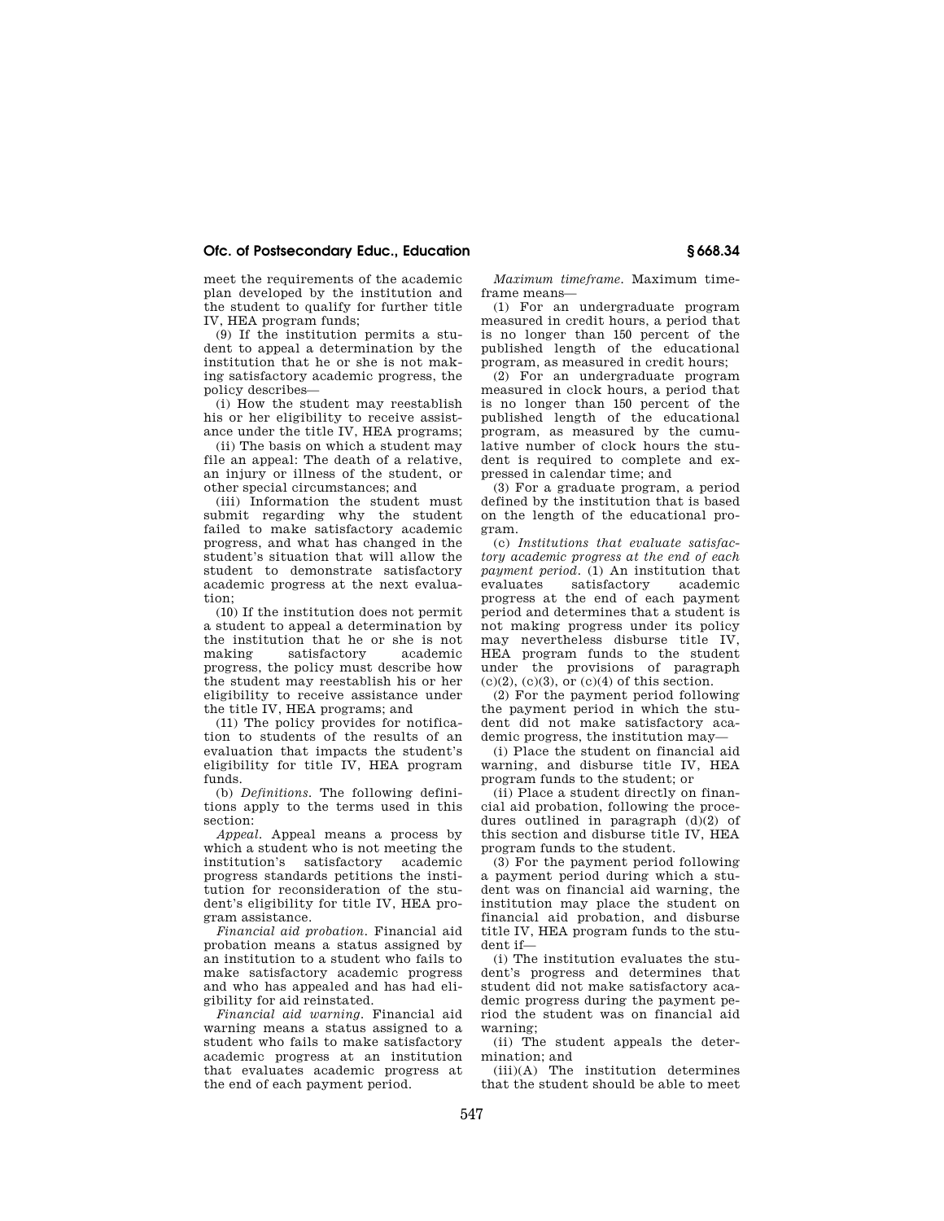meet the requirements of the academic plan developed by the institution and the student to qualify for further title IV, HEA program funds;

(9) If the institution permits a student to appeal a determination by the institution that he or she is not making satisfactory academic progress, the policy describes—

(i) How the student may reestablish his or her eligibility to receive assistance under the title IV, HEA programs;

(ii) The basis on which a student may file an appeal: The death of a relative, an injury or illness of the student, or other special circumstances; and

(iii) Information the student must submit regarding why the student failed to make satisfactory academic progress, and what has changed in the student's situation that will allow the student to demonstrate satisfactory academic progress at the next evaluation;

(10) If the institution does not permit a student to appeal a determination by the institution that he or she is not making satisfactory academic progress, the policy must describe how the student may reestablish his or her eligibility to receive assistance under the title IV, HEA programs; and

(11) The policy provides for notification to students of the results of an evaluation that impacts the student's eligibility for title IV, HEA program funds.

(b) *Definitions.* The following definitions apply to the terms used in this section:

*Appeal.* Appeal means a process by which a student who is not meeting the institution's satisfactory academic progress standards petitions the institution for reconsideration of the student's eligibility for title IV, HEA program assistance.

*Financial aid probation.* Financial aid probation means a status assigned by an institution to a student who fails to make satisfactory academic progress and who has appealed and has had eligibility for aid reinstated.

*Financial aid warning.* Financial aid warning means a status assigned to a student who fails to make satisfactory academic progress at an institution that evaluates academic progress at the end of each payment period.

*Maximum timeframe.* Maximum timeframe means—

(1) For an undergraduate program measured in credit hours, a period that is no longer than 150 percent of the published length of the educational program, as measured in credit hours;

(2) For an undergraduate program measured in clock hours, a period that is no longer than 150 percent of the published length of the educational program, as measured by the cumulative number of clock hours the student is required to complete and expressed in calendar time; and

(3) For a graduate program, a period defined by the institution that is based on the length of the educational program.

(c) *Institutions that evaluate satisfactory academic progress at the end of each payment period.* (1) An institution that evaluates satisfactory academic progress at the end of each payment period and determines that a student is not making progress under its policy may nevertheless disburse title IV, HEA program funds to the student under the provisions of paragraph (c)(2), (c)(3), or (c)(4) of this section.

(2) For the payment period following the payment period in which the student did not make satisfactory academic progress, the institution may—

(i) Place the student on financial aid warning, and disburse title IV, HEA program funds to the student; or

(ii) Place a student directly on financial aid probation, following the procedures outlined in paragraph (d)(2) of this section and disburse title IV, HEA program funds to the student.

(3) For the payment period following a payment period during which a student was on financial aid warning, the institution may place the student on financial aid probation, and disburse title IV, HEA program funds to the student if—

(i) The institution evaluates the student's progress and determines that student did not make satisfactory academic progress during the payment period the student was on financial aid warning;

(ii) The student appeals the determination; and

(iii)(A) The institution determines that the student should be able to meet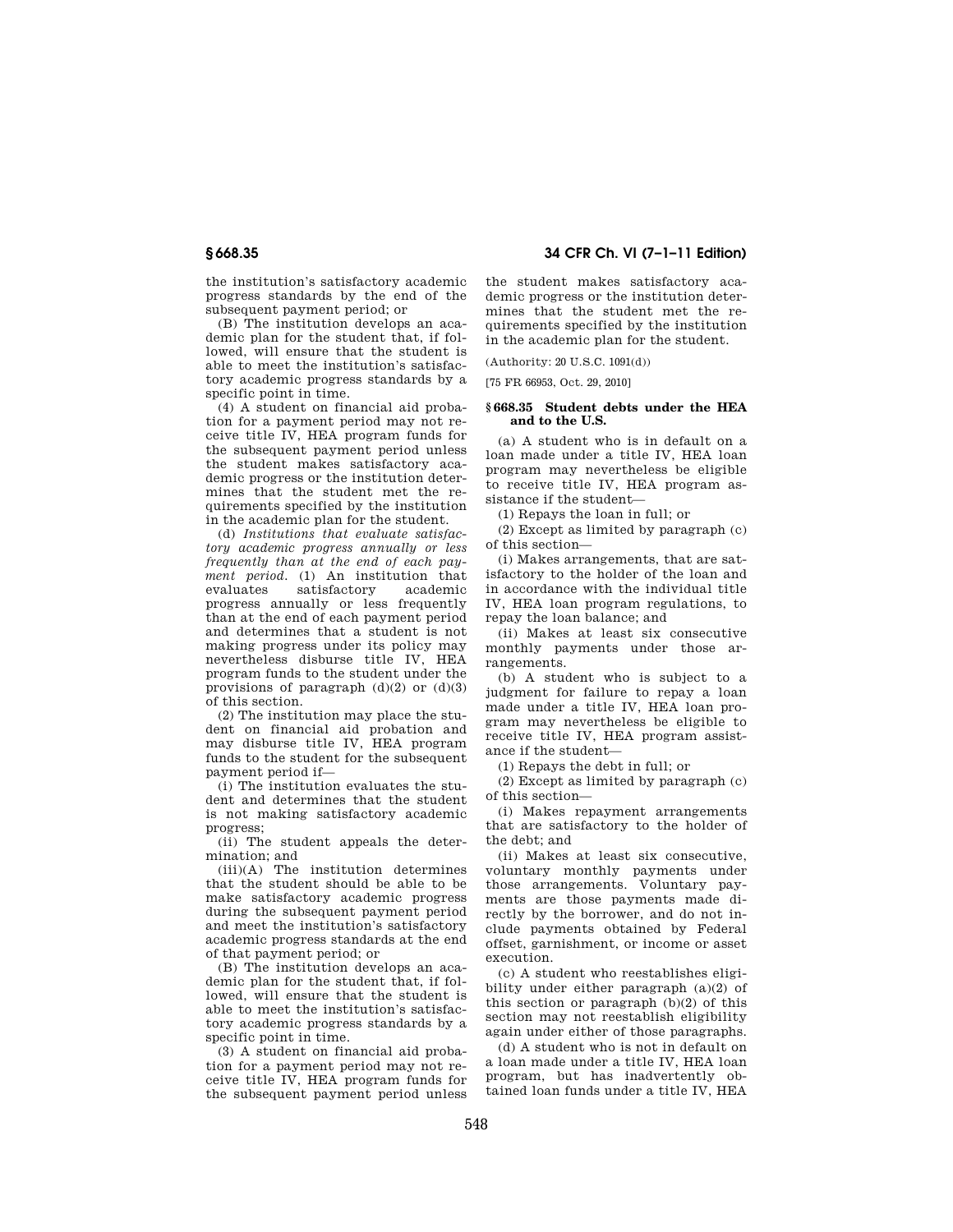the institution's satisfactory academic progress standards by the end of the subsequent payment period; or

(B) The institution develops an academic plan for the student that, if followed, will ensure that the student is able to meet the institution's satisfactory academic progress standards by a specific point in time.

(4) A student on financial aid probation for a payment period may not receive title IV, HEA program funds for the subsequent payment period unless the student makes satisfactory academic progress or the institution determines that the student met the requirements specified by the institution in the academic plan for the student.

(d) *Institutions that evaluate satisfactory academic progress annually or less frequently than at the end of each payment period.* (1) An institution that evaluates satisfactory academic progress annually or less frequently than at the end of each payment period and determines that a student is not making progress under its policy may nevertheless disburse title IV, HEA program funds to the student under the provisions of paragraph (d)(2) or (d)(3) of this section.

(2) The institution may place the student on financial aid probation and may disburse title IV, HEA program funds to the student for the subsequent payment period if—

(i) The institution evaluates the student and determines that the student is not making satisfactory academic progress;

(ii) The student appeals the determination; and

(iii)(A) The institution determines that the student should be able to be make satisfactory academic progress during the subsequent payment period and meet the institution's satisfactory academic progress standards at the end of that payment period; or

(B) The institution develops an academic plan for the student that, if followed, will ensure that the student is able to meet the institution's satisfactory academic progress standards by a specific point in time.

(3) A student on financial aid probation for a payment period may not receive title IV, HEA program funds for the subsequent payment period unless the student makes satisfactory academic progress or the institution determines that the student met the requirements specified by the institution in the academic plan for the student.

(Authority: 20 U.S.C. 1091(d))

[75 FR 66953, Oct. 29, 2010]

## § 668.35 Student debts under the HEA and to the U.S.

(a) A student who is in default on a loan made under a title IV, HEA loan program may nevertheless be eligible to receive title IV, HEA program assistance if the student—

(1) Repays the loan in full; or

(2) Except as limited by paragraph (c) of this section—

(i) Makes arrangements, that are satisfactory to the holder of the loan and in accordance with the individual title IV, HEA loan program regulations, to repay the loan balance; and

(ii) Makes at least six consecutive monthly payments under those arrangements.

(b) A student who is subject to a judgment for failure to repay a loan made under a title IV, HEA loan program may nevertheless be eligible to receive title IV, HEA program assistance if the student—

(1) Repays the debt in full; or

(2) Except as limited by paragraph (c) of this section—

(i) Makes repayment arrangements that are satisfactory to the holder of the debt; and

(ii) Makes at least six consecutive, voluntary monthly payments under those arrangements. Voluntary payments are those payments made directly by the borrower, and do not include payments obtained by Federal offset, garnishment, or income or asset execution.

(c) A student who reestablishes eligibility under either paragraph (a)(2) of this section or paragraph (b)(2) of this section may not reestablish eligibility again under either of those paragraphs.

(d) A student who is not in default on a loan made under a title IV, HEA loan program, but has inadvertently obtained loan funds under a title IV, HEA